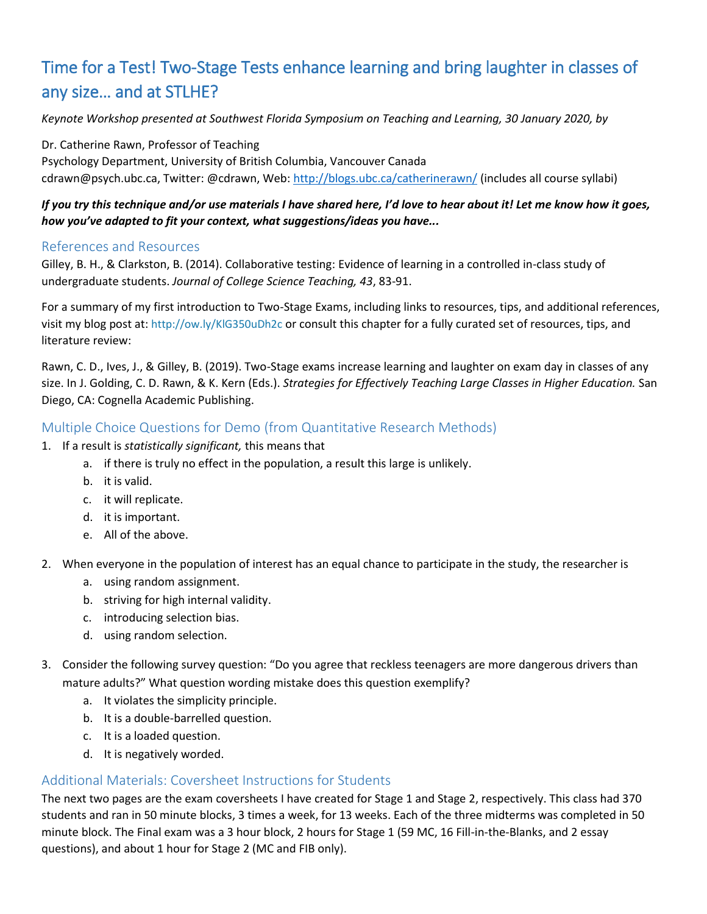# Time for a Test! Two-Stage Tests enhance learning and bring laughter in classes of any size… and at STLHE?

*Keynote Workshop presented at Southwest Florida Symposium on Teaching and Learning, 30 January 2020, by*

Dr. Catherine Rawn, Professor of Teaching
Psychology Department, University of British Columbia, Vancouver Canada
cdrawn@psych.ubc.ca, Twitter: @cdrawn, Web: http://blogs.ubc.ca/catherinerawn/ (includes all course syllabi)

***If you try this technique and/or use materials I have shared here, I'd love to hear about it! Let me know how it goes, how you've adapted to fit your context, what suggestions/ideas you have...***

## References and Resources

Gilley, B. H., & Clarkston, B. (2014). Collaborative testing: Evidence of learning in a controlled in-class study of undergraduate students. *Journal of College Science Teaching, 43*, 83-91.

For a summary of my first introduction to Two-Stage Exams, including links to resources, tips, and additional references, visit my blog post at: http://ow.ly/KlG350uDh2c or consult this chapter for a fully curated set of resources, tips, and literature review:

Rawn, C. D., Ives, J., & Gilley, B. (2019). Two-Stage exams increase learning and laughter on exam day in classes of any size. In J. Golding, C. D. Rawn, & K. Kern (Eds.). *Strategies for Effectively Teaching Large Classes in Higher Education.* San Diego, CA: Cognella Academic Publishing.

## Multiple Choice Questions for Demo (from Quantitative Research Methods)

1. If a result is *statistically significant,* this means that
   a. if there is truly no effect in the population, a result this large is unlikely.
   b. it is valid.
   c. it will replicate.
   d. it is important.
   e. All of the above.

2. When everyone in the population of interest has an equal chance to participate in the study, the researcher is
   a. using random assignment.
   b. striving for high internal validity.
   c. introducing selection bias.
   d. using random selection.

3. Consider the following survey question: "Do you agree that reckless teenagers are more dangerous drivers than mature adults?" What question wording mistake does this question exemplify?
   a. It violates the simplicity principle.
   b. It is a double-barrelled question.
   c. It is a loaded question.
   d. It is negatively worded.

## Additional Materials: Coversheet Instructions for Students

The next two pages are the exam coversheets I have created for Stage 1 and Stage 2, respectively. This class had 370 students and ran in 50 minute blocks, 3 times a week, for 13 weeks. Each of the three midterms was completed in 50 minute block. The Final exam was a 3 hour block, 2 hours for Stage 1 (59 MC, 16 Fill-in-the-Blanks, and 2 essay questions), and about 1 hour for Stage 2 (MC and FIB only).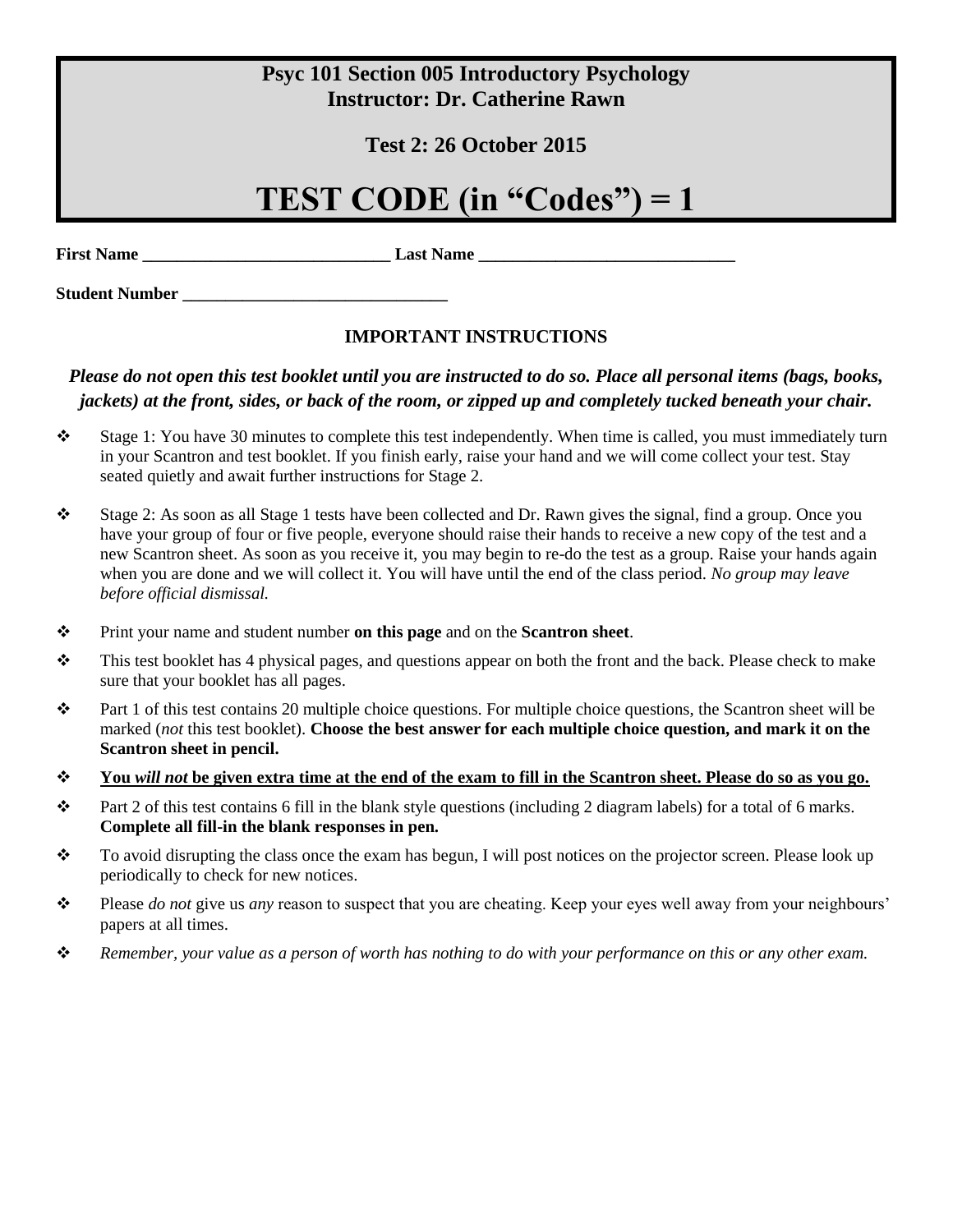**Psyc 101 Section 005 Introductory Psychology**
**Instructor: Dr. Catherine Rawn**

**Test 2: 26 October 2015**

# TEST CODE (in "Codes") = 1

**First Name** ______________________________ **Last Name** ______________________________

**Student Number** _______________________________

## IMPORTANT INSTRUCTIONS

***Please do not open this test booklet until you are instructed to do so. Place all personal items (bags, books, jackets) at the front, sides, or back of the room, or zipped up and completely tucked beneath your chair.***

- Stage 1: You have 30 minutes to complete this test independently. When time is called, you must immediately turn in your Scantron and test booklet. If you finish early, raise your hand and we will come collect your test. Stay seated quietly and await further instructions for Stage 2.
- Stage 2: As soon as all Stage 1 tests have been collected and Dr. Rawn gives the signal, find a group. Once you have your group of four or five people, everyone should raise their hands to receive a new copy of the test and a new Scantron sheet. As soon as you receive it, you may begin to re-do the test as a group. Raise your hands again when you are done and we will collect it. You will have until the end of the class period. *No group may leave before official dismissal.*
- Print your name and student number **on this page** and on the **Scantron sheet**.
- This test booklet has 4 physical pages, and questions appear on both the front and the back. Please check to make sure that your booklet has all pages.
- Part 1 of this test contains 20 multiple choice questions. For multiple choice questions, the Scantron sheet will be marked (*not* this test booklet). **Choose the best answer for each multiple choice question, and mark it on the Scantron sheet in pencil.**
- **<u>You *will not* be given extra time at the end of the exam to fill in the Scantron sheet. Please do so as you go.</u>**
- Part 2 of this test contains 6 fill in the blank style questions (including 2 diagram labels) for a total of 6 marks. **Complete all fill-in the blank responses in pen.**
- To avoid disrupting the class once the exam has begun, I will post notices on the projector screen. Please look up periodically to check for new notices.
- Please *do not* give us *any* reason to suspect that you are cheating. Keep your eyes well away from your neighbours' papers at all times.
- *Remember, your value as a person of worth has nothing to do with your performance on this or any other exam.*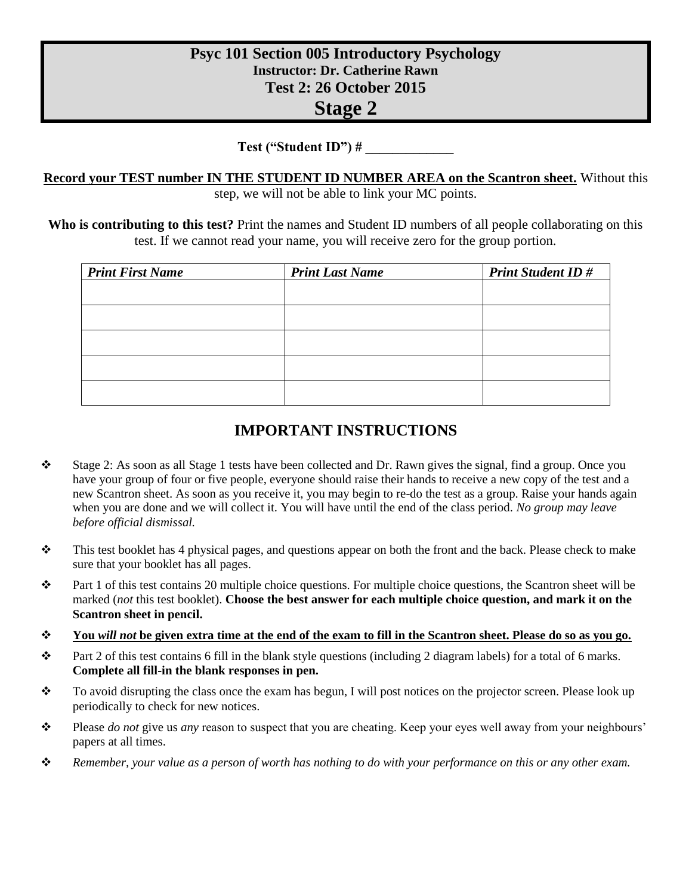# Psyc 101 Section 005 Introductory Psychology

**Instructor: Dr. Catherine Rawn**

**Test 2: 26 October 2015**

## Stage 2

**Test ("Student ID") # _____________**

**Record your TEST number IN THE STUDENT ID NUMBER AREA on the Scantron sheet.** Without this step, we will not be able to link your MC points.

**Who is contributing to this test?** Print the names and Student ID numbers of all people collaborating on this test. If we cannot read your name, you will receive zero for the group portion.

| ***Print First Name*** | ***Print Last Name*** | ***Print Student ID #*** |
|---|---|---|
| | | |
| | | |
| | | |
| | | |
| | | |

## IMPORTANT INSTRUCTIONS

- Stage 2: As soon as all Stage 1 tests have been collected and Dr. Rawn gives the signal, find a group. Once you have your group of four or five people, everyone should raise their hands to receive a new copy of the test and a new Scantron sheet. As soon as you receive it, you may begin to re-do the test as a group. Raise your hands again when you are done and we will collect it. You will have until the end of the class period. *No group may leave before official dismissal.*
- This test booklet has 4 physical pages, and questions appear on both the front and the back. Please check to make sure that your booklet has all pages.
- Part 1 of this test contains 20 multiple choice questions. For multiple choice questions, the Scantron sheet will be marked (*not* this test booklet). **Choose the best answer for each multiple choice question, and mark it on the Scantron sheet in pencil.**
- **<u>You *will not* be given extra time at the end of the exam to fill in the Scantron sheet. Please do so as you go.</u>**
- Part 2 of this test contains 6 fill in the blank style questions (including 2 diagram labels) for a total of 6 marks. **Complete all fill-in the blank responses in pen.**
- To avoid disrupting the class once the exam has begun, I will post notices on the projector screen. Please look up periodically to check for new notices.
- Please *do not* give us *any* reason to suspect that you are cheating. Keep your eyes well away from your neighbours' papers at all times.
- *Remember, your value as a person of worth has nothing to do with your performance on this or any other exam.*